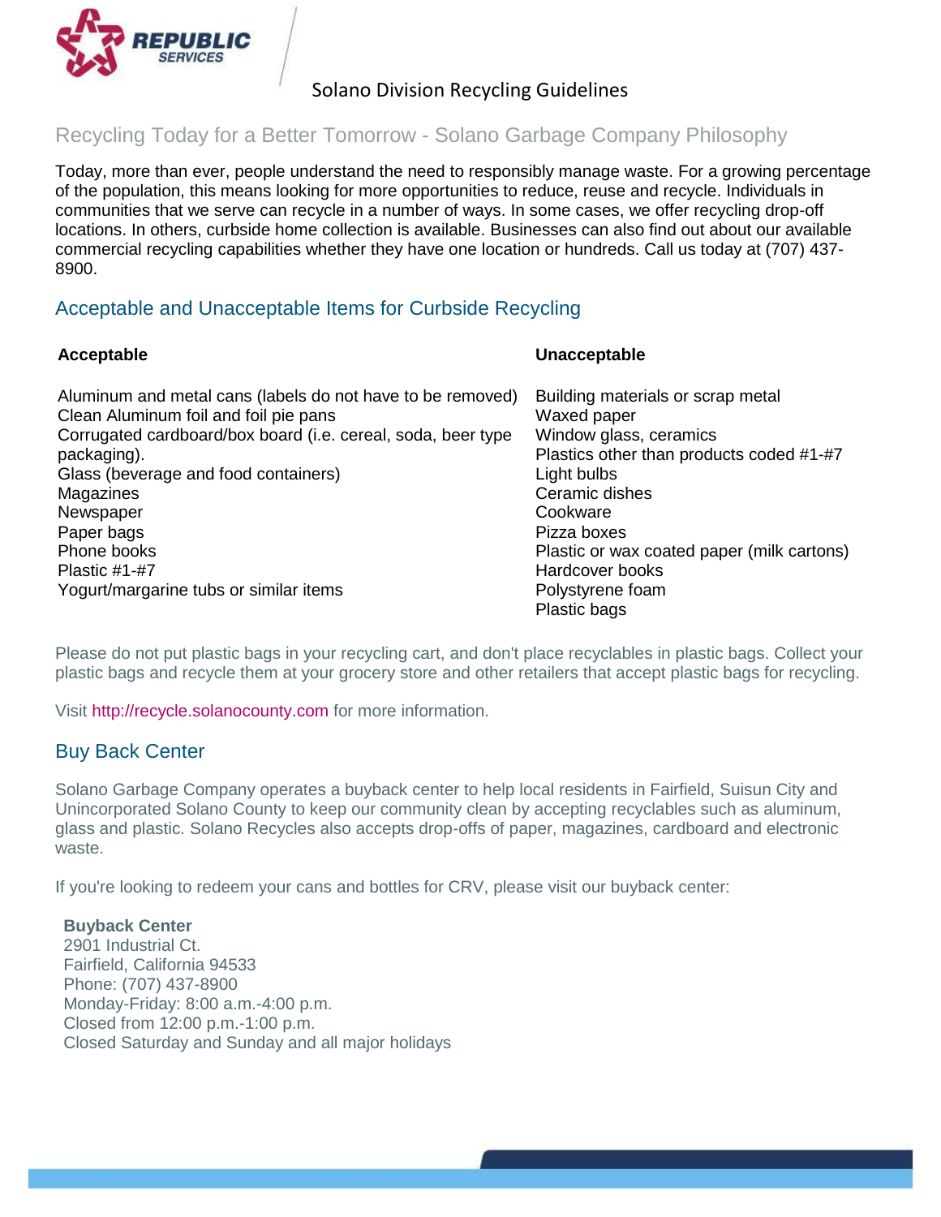# Solano Division Recycling Guidelines

## Recycling Today for a Better Tomorrow - Solano Garbage Company Philosophy

Today, more than ever, people understand the need to responsibly manage waste. For a growing percentage of the population, this means looking for more opportunities to reduce, reuse and recycle. Individuals in communities that we serve can recycle in a number of ways. In some cases, we offer recycling drop-off locations. In others, curbside home collection is available. Businesses can also find out about our available commercial recycling capabilities whether they have one location or hundreds. Call us today at (707) 437-8900.

## Acceptable and Unacceptable Items for Curbside Recycling

| Acceptable | Unacceptable |
|---|---|
| Aluminum and metal cans (labels do not have to be removed) | Building materials or scrap metal |
| Clean Aluminum foil and foil pie pans | Waxed paper |
| Corrugated cardboard/box board (i.e. cereal, soda, beer type packaging). | Window glass, ceramics |
| Glass (beverage and food containers) | Plastics other than products coded #1-#7 |
| Magazines | Light bulbs |
| Newspaper | Ceramic dishes |
| Paper bags | Cookware |
| Phone books | Pizza boxes |
| Plastic #1-#7 | Plastic or wax coated paper (milk cartons) |
| Yogurt/margarine tubs or similar items | Hardcover books |
| | Polystyrene foam |
| | Plastic bags |

Please do not put plastic bags in your recycling cart, and don't place recyclables in plastic bags. Collect your plastic bags and recycle them at your grocery store and other retailers that accept plastic bags for recycling.

Visit http://recycle.solanocounty.com for more information.

## Buy Back Center

Solano Garbage Company operates a buyback center to help local residents in Fairfield, Suisun City and Unincorporated Solano County to keep our community clean by accepting recyclables such as aluminum, glass and plastic. Solano Recycles also accepts drop-offs of paper, magazines, cardboard and electronic waste.

If you're looking to redeem your cans and bottles for CRV, please visit our buyback center:

**Buyback Center**
2901 Industrial Ct.
Fairfield, California 94533
Phone: (707) 437-8900
Monday-Friday: 8:00 a.m.-4:00 p.m.
Closed from 12:00 p.m.-1:00 p.m.
Closed Saturday and Sunday and all major holidays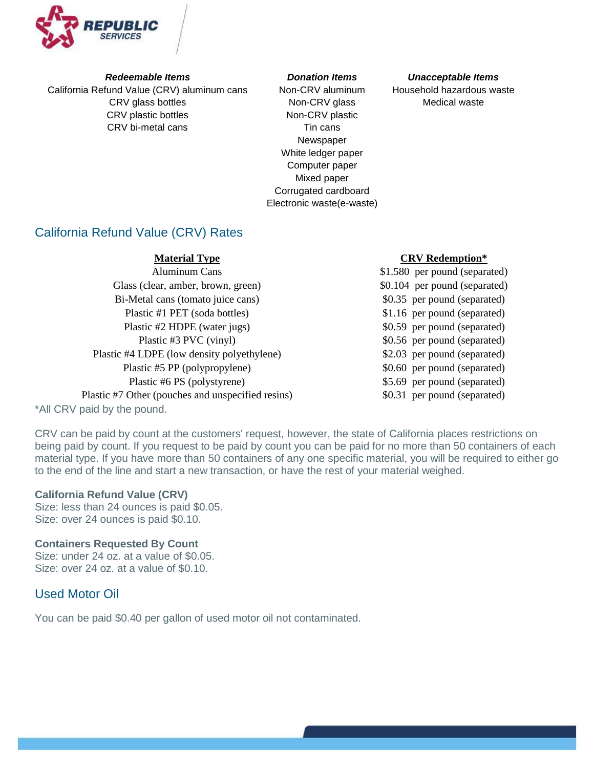| Redeemable Items | Donation Items | Unacceptable Items |
|---|---|---|
| California Refund Value (CRV) aluminum cans | Non-CRV aluminum | Household hazardous waste |
| CRV glass bottles | Non-CRV glass | Medical waste |
| CRV plastic bottles | Non-CRV plastic | |
| CRV bi-metal cans | Tin cans | |
| | Newspaper | |
| | White ledger paper | |
| | Computer paper | |
| | Mixed paper | |
| | Corrugated cardboard | |
| | Electronic waste(e-waste) | |

## California Refund Value (CRV) Rates

| Material Type | CRV Redemption* |
|---|---|
| Aluminum Cans | $1.580 per pound (separated) |
| Glass (clear, amber, brown, green) | $0.104 per pound (separated) |
| Bi-Metal cans (tomato juice cans) | $0.35 per pound (separated) |
| Plastic #1 PET (soda bottles) | $1.16 per pound (separated) |
| Plastic #2 HDPE (water jugs) | $0.59 per pound (separated) |
| Plastic #3 PVC (vinyl) | $0.56 per pound (separated) |
| Plastic #4 LDPE (low density polyethylene) | $2.03 per pound (separated) |
| Plastic #5 PP (polypropylene) | $0.60 per pound (separated) |
| Plastic #6 PS (polystyrene) | $5.69 per pound (separated) |
| Plastic #7 Other (pouches and unspecified resins) | $0.31 per pound (separated) |

*All CRV paid by the pound.

CRV can be paid by count at the customers' request, however, the state of California places restrictions on being paid by count. If you request to be paid by count you can be paid for no more than 50 containers of each material type. If you have more than 50 containers of any one specific material, you will be required to either go to the end of the line and start a new transaction, or have the rest of your material weighed.

**California Refund Value (CRV)**
Size: less than 24 ounces is paid $0.05.
Size: over 24 ounces is paid $0.10.

**Containers Requested By Count**
Size: under 24 oz. at a value of $0.05.
Size: over 24 oz. at a value of $0.10.

## Used Motor Oil

You can be paid $0.40 per gallon of used motor oil not contaminated.